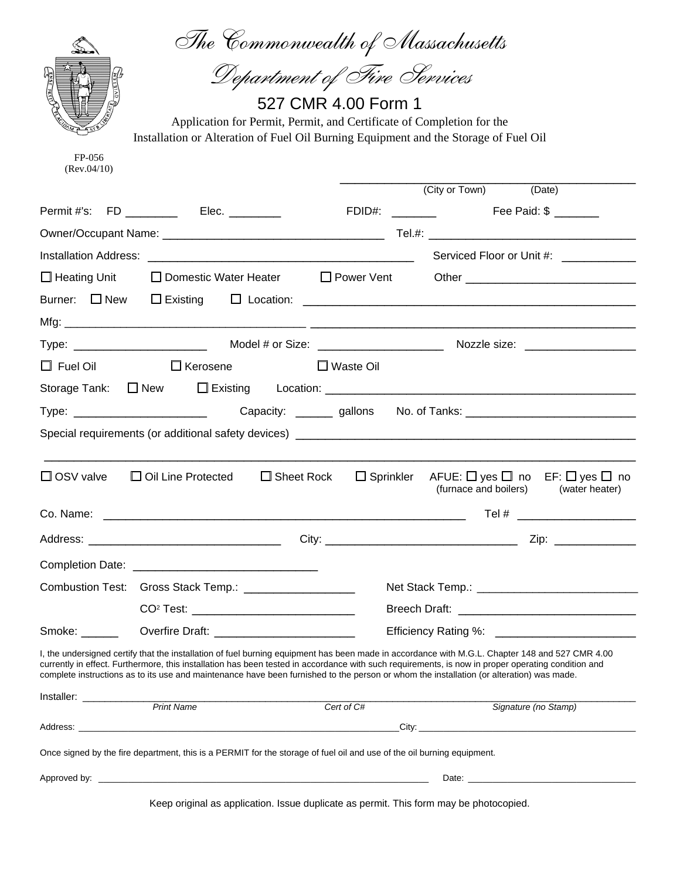# The Commonwealth of Massachusetts

## Department of Fire Services

### 527 CMR 4.00 Form 1

Application for Permit, Permit, and Certificate of Completion for the Installation or Alteration of Fuel Oil Burning Equipment and the Storage of Fuel Oil

FP-056
(Rev.04/10)

_______________________________________________
(City or Town) (Date)

Permit #'s: FD ________ Elec. ________ FDID#: _______ Fee Paid: $ _______

Owner/Occupant Name: ___________________________________ Tel.#: _________________________________

Installation Address: __________________________________________ Serviced Floor or Unit #: ___________

☐ Heating Unit ☐ Domestic Water Heater ☐ Power Vent Other ___________________________

Burner: ☐ New ☐ Existing ☐ Location: ____________________________________________________

Mfg: ______________________________________ ____________________________________________________

Type: _____________________ Model # or Size: ____________________ Nozzle size: _________________

☐ Fuel Oil ☐ Kerosene ☐ Waste Oil

Storage Tank: ☐ New ☐ Existing Location: ________________________________________________

Type: _____________________ Capacity: ______ gallons No. of Tanks: __________________________

Special requirements (or additional safety devices) ______________________________________________________

_______________________________________________________________________________________________

☐ OSV valve ☐ Oil Line Protected ☐ Sheet Rock ☐ Sprinkler AFUE: ☐ yes ☐ no (furnace and boilers) EF: ☐ yes ☐ no (water heater)

Co. Name: __________________________________________________________ Tel # __________________

Address: ______________________________ City: ______________________________ Zip: _____________

Completion Date: _____________________________

Combustion Test: Gross Stack Temp.: _________________ Net Stack Temp.: __________________________

$CO^2$ Test: _________________________ Breech Draft: ____________________________

Smoke: ______ Overfire Draft: ______________________ Efficiency Rating %: ______________________

I, the undersigned certify that the installation of fuel burning equipment has been made in accordance with M.G.L. Chapter 148 and 527 CMR 4.00 currently in effect. Furthermore, this installation has been tested in accordance with such requirements, is now in proper operating condition and complete instructions as to its use and maintenance have been furnished to the person or whom the installation (or alteration) was made.

Installer: ______________________________________________________________________________________________
*Print Name* *Cert of C#* *Signature (no Stamp)*

Address: ______________________________________________________________City: ___________________________________

Once signed by the fire department, this is a PERMIT for the storage of fuel oil and use of the oil burning equipment.

Approved by: ______________________________________________________________ Date: ______________________________

Keep original as application. Issue duplicate as permit. This form may be photocopied.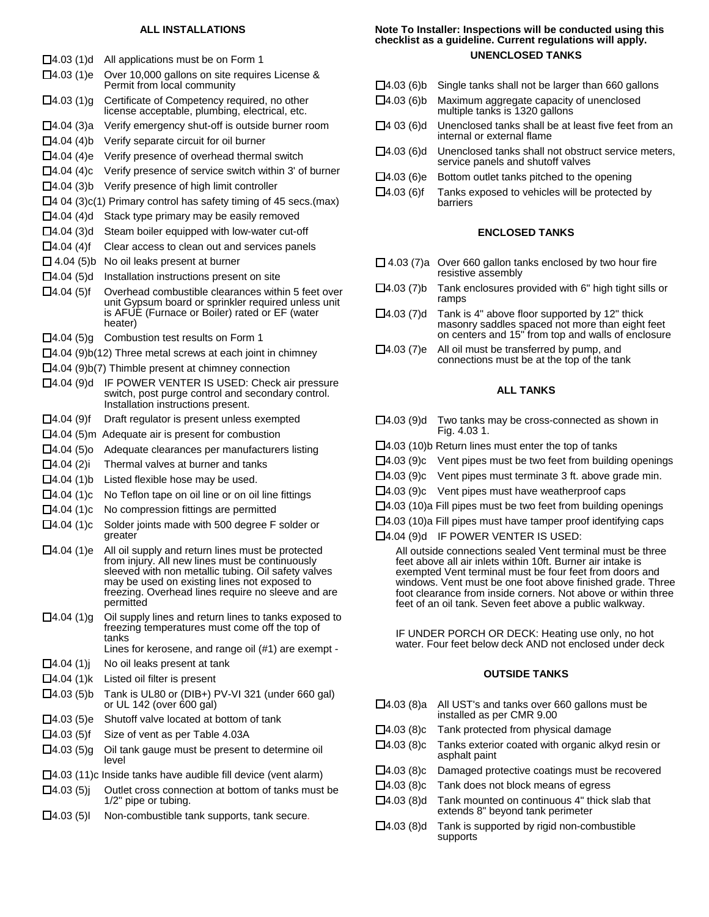## ALL INSTALLATIONS

- ☐4.03 (1)d All applications must be on Form 1
- ☐4.03 (1)e Over 10,000 gallons on site requires License & Permit from local community
- ☐4.03 (1)g Certificate of Competency required, no other license acceptable, plumbing, electrical, etc.
- ☐4.04 (3)a Verify emergency shut-off is outside burner room
- ☐4.04 (4)b Verify separate circuit for oil burner
- ☐4.04 (4)e Verify presence of overhead thermal switch
- ☐4.04 (4)c Verify presence of service switch within 3' of burner
- ☐4.04 (3)b Verify presence of high limit controller
- ☐4 04 (3)c(1) Primary control has safety timing of 45 secs.(max)
- ☐4.04 (4)d Stack type primary may be easily removed
- ☐4.04 (3)d Steam boiler equipped with low-water cut-off
- ☐4.04 (4)f Clear access to clean out and services panels
- ☐ 4.04 (5)b No oil leaks present at burner
- ☐4.04 (5)d Installation instructions present on site
- ☐4.04 (5)f Overhead combustible clearances within 5 feet over unit Gypsum board or sprinkler required unless unit is AFUE (Furnace or Boiler) rated or EF (water heater)
- ☐4.04 (5)g Combustion test results on Form 1
- ☐4.04 (9)b(12) Three metal screws at each joint in chimney
- ☐4.04 (9)b(7) Thimble present at chimney connection
- ☐4.04 (9)d IF POWER VENTER IS USED: Check air pressure switch, post purge control and secondary control. Installation instructions present.
- ☐4.04 (9)f Draft regulator is present unless exempted
- ☐4.04 (5)m Adequate air is present for combustion
- ☐4.04 (5)o Adequate clearances per manufacturers listing
- ☐4.04 (2)i Thermal valves at burner and tanks
- ☐4.04 (1)b Listed flexible hose may be used.
- ☐4.04 (1)c No Teflon tape on oil line or on oil line fittings
- ☐4.04 (1)c No compression fittings are permitted
- ☐4.04 (1)c Solder joints made with 500 degree F solder or greater
- ☐4.04 (1)e All oil supply and return lines must be protected from injury. All new lines must be continuously sleeved with non metallic tubing. Oil safety valves may be used on existing lines not exposed to freezing. Overhead lines require no sleeve and are permitted
- ☐4.04 (1)g Oil supply lines and return lines to tanks exposed to freezing temperatures must come off the top of tanks
  Lines for kerosene, and range oil (#1) are exempt -
- ☐4.04 (1)j No oil leaks present at tank
- ☐4.04 (1)k Listed oil filter is present
- ☐4.03 (5)b Tank is UL80 or (DIB+) PV-VI 321 (under 660 gal) or UL 142 (over 600 gal)
- ☐4.03 (5)e Shutoff valve located at bottom of tank
- ☐4.03 (5)f Size of vent as per Table 4.03A
- ☐4.03 (5)g Oil tank gauge must be present to determine oil level
- ☐4.03 (11)c Inside tanks have audible fill device (vent alarm)
- ☐4.03 (5)j Outlet cross connection at bottom of tanks must be 1/2" pipe or tubing.
- ☐4.03 (5)l Non-combustible tank supports, tank secure.

**Note To Installer: Inspections will be conducted using this checklist as a guideline. Current regulations will apply.**

## UNENCLOSED TANKS

- ☐4.03 (6)b Single tanks shall not be larger than 660 gallons
- ☐4.03 (6)b Maximum aggregate capacity of unenclosed multiple tanks is 1320 gallons
- ☐4 03 (6)d Unenclosed tanks shall be at least five feet from an internal or external flame
- ☐4.03 (6)d Unenclosed tanks shall not obstruct service meters, service panels and shutoff valves
- ☐4.03 (6)e Bottom outlet tanks pitched to the opening
- ☐4.03 (6)f Tanks exposed to vehicles will be protected by barriers

## ENCLOSED TANKS

- ☐ 4.03 (7)a Over 660 gallon tanks enclosed by two hour fire resistive assembly
- ☐4.03 (7)b Tank enclosures provided with 6" high tight sills or ramps
- ☐4.03 (7)d Tank is 4" above floor supported by 12" thick masonry saddles spaced not more than eight feet on centers and 15" from top and walls of enclosure
- ☐4.03 (7)e All oil must be transferred by pump, and connections must be at the top of the tank

## ALL TANKS

- ☐4.03 (9)d Two tanks may be cross-connected as shown in Fig. 4.03 1.
- ☐4.03 (10)b Return lines must enter the top of tanks
- ☐4.03 (9)c Vent pipes must be two feet from building openings
- ☐4.03 (9)c Vent pipes must terminate 3 ft. above grade min.
- ☐4.03 (9)c Vent pipes must have weatherproof caps
- ☐4.03 (10)a Fill pipes must be two feet from building openings
- ☐4.03 (10)a Fill pipes must have tamper proof identifying caps
- ☐4.04 (9)d IF POWER VENTER IS USED:

  All outside connections sealed Vent terminal must be three feet above all air inlets within 10ft. Burner air intake is exempted Vent terminal must be four feet from doors and windows. Vent must be one foot above finished grade. Three foot clearance from inside corners. Not above or within three feet of an oil tank. Seven feet above a public walkway.

  IF UNDER PORCH OR DECK: Heating use only, no hot water. Four feet below deck AND not enclosed under deck

## OUTSIDE TANKS

- ☐4.03 (8)a All UST's and tanks over 660 gallons must be installed as per CMR 9.00
- ☐4.03 (8)c Tank protected from physical damage
- ☐4.03 (8)c Tanks exterior coated with organic alkyd resin or asphalt paint
- ☐4.03 (8)c Damaged protective coatings must be recovered
- ☐4.03 (8)c Tank does not block means of egress
- ☐4.03 (8)d Tank mounted on continuous 4" thick slab that extends 8" beyond tank perimeter
- ☐4.03 (8)d Tank is supported by rigid non-combustible supports